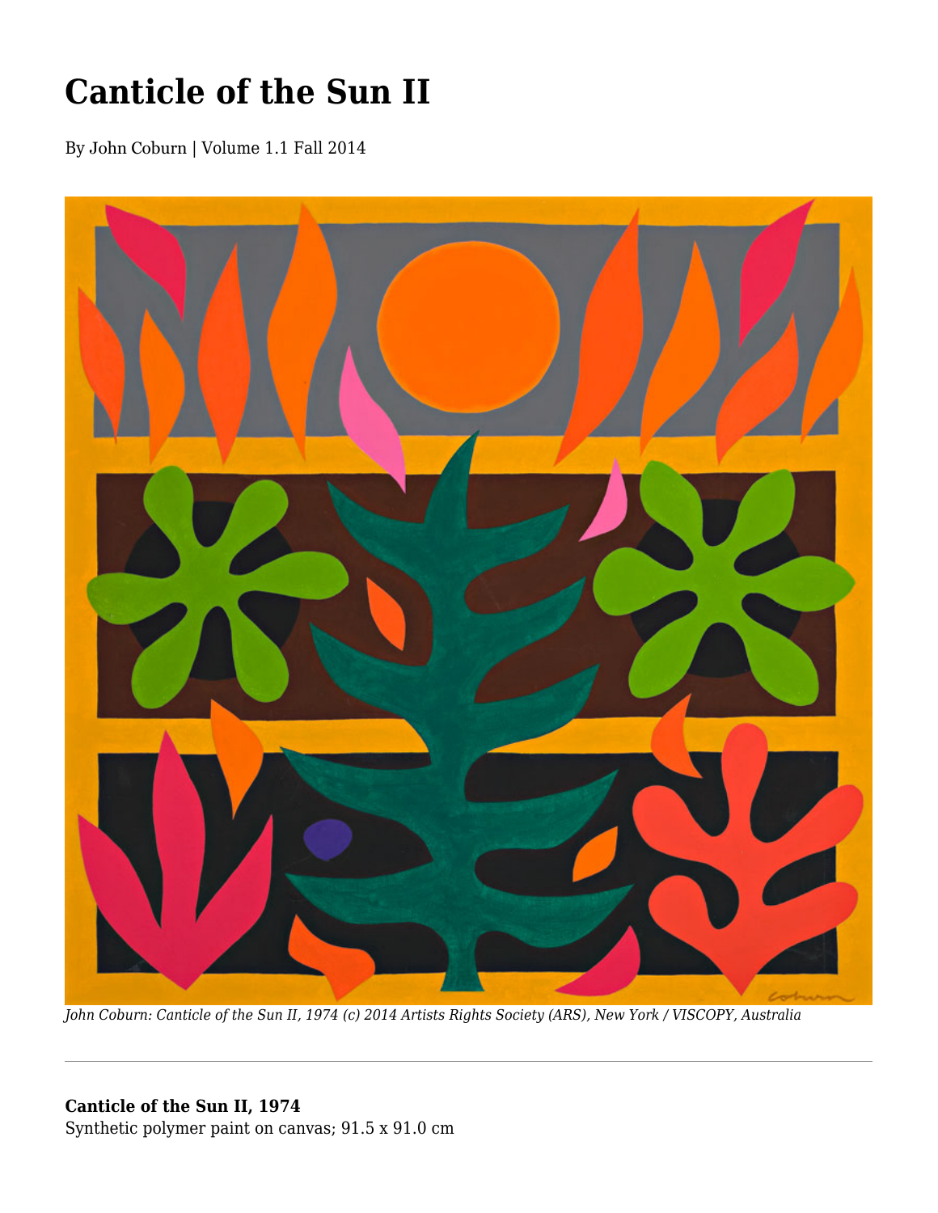# Canticle of the Sun II

By John Coburn | Volume 1.1 Fall 2014

*John Coburn: Canticle of the Sun II, 1974 (c) 2014 Artists Rights Society (ARS), New York / VISCOPY, Australia*

---

**Canticle of the Sun II, 1974**
Synthetic polymer paint on canvas; 91.5 x 91.0 cm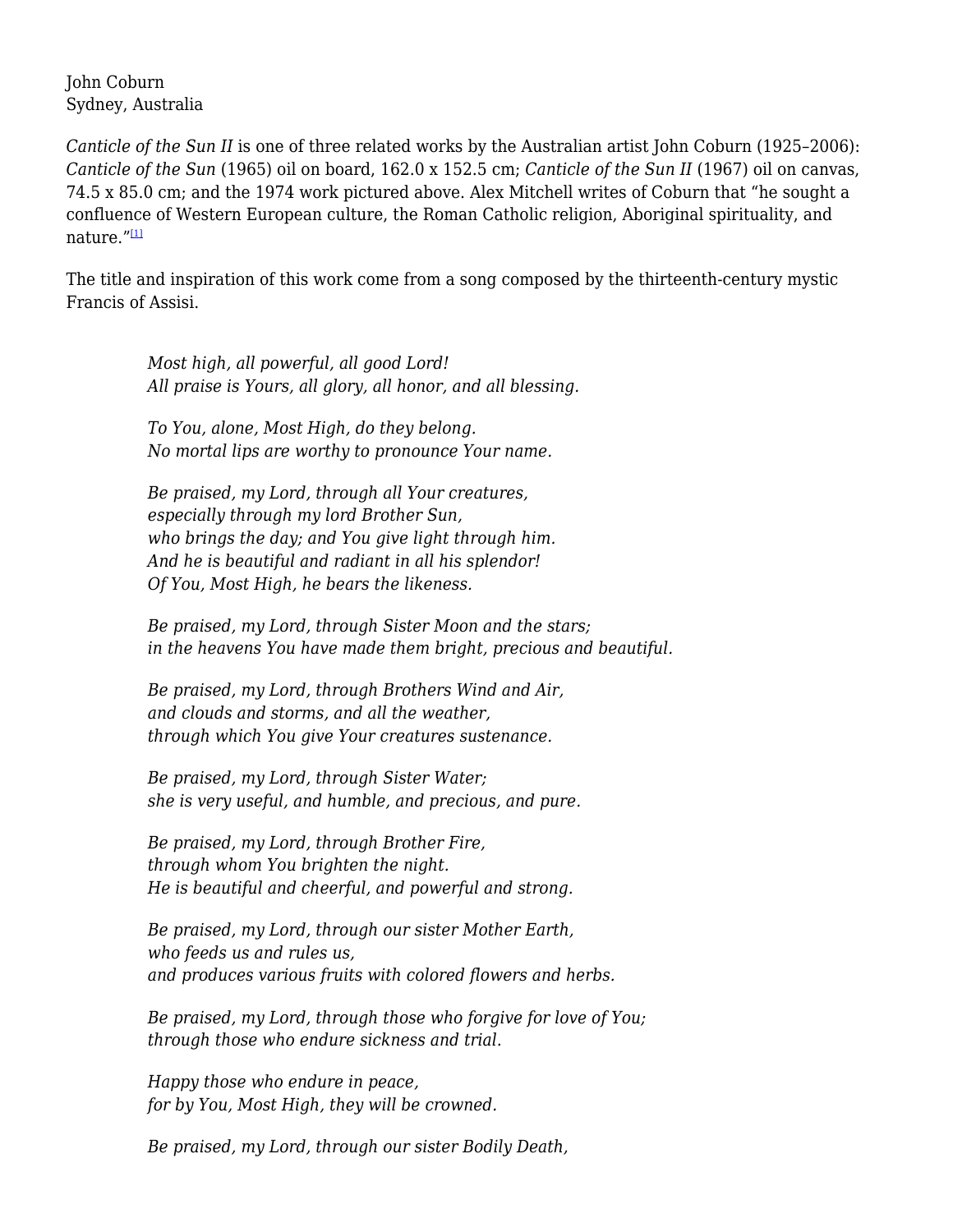John Coburn
Sydney, Australia

*Canticle of the Sun II* is one of three related works by the Australian artist John Coburn (1925–2006): *Canticle of the Sun* (1965) oil on board, 162.0 x 152.5 cm; *Canticle of the Sun II* (1967) oil on canvas, 74.5 x 85.0 cm; and the 1974 work pictured above. Alex Mitchell writes of Coburn that “he sought a confluence of Western European culture, the Roman Catholic religion, Aboriginal spirituality, and nature.”[1]

The title and inspiration of this work come from a song composed by the thirteenth-century mystic Francis of Assisi.

> *Most high, all powerful, all good Lord!*
> *All praise is Yours, all glory, all honor, and all blessing.*
>
> *To You, alone, Most High, do they belong.*
> *No mortal lips are worthy to pronounce Your name.*
>
> *Be praised, my Lord, through all Your creatures,*
> *especially through my lord Brother Sun,*
> *who brings the day; and You give light through him.*
> *And he is beautiful and radiant in all his splendor!*
> *Of You, Most High, he bears the likeness.*
>
> *Be praised, my Lord, through Sister Moon and the stars;*
> *in the heavens You have made them bright, precious and beautiful.*
>
> *Be praised, my Lord, through Brothers Wind and Air,*
> *and clouds and storms, and all the weather,*
> *through which You give Your creatures sustenance.*
>
> *Be praised, my Lord, through Sister Water;*
> *she is very useful, and humble, and precious, and pure.*
>
> *Be praised, my Lord, through Brother Fire,*
> *through whom You brighten the night.*
> *He is beautiful and cheerful, and powerful and strong.*
>
> *Be praised, my Lord, through our sister Mother Earth,*
> *who feeds us and rules us,*
> *and produces various fruits with colored flowers and herbs.*
>
> *Be praised, my Lord, through those who forgive for love of You;*
> *through those who endure sickness and trial.*
>
> *Happy those who endure in peace,*
> *for by You, Most High, they will be crowned.*
>
> *Be praised, my Lord, through our sister Bodily Death,*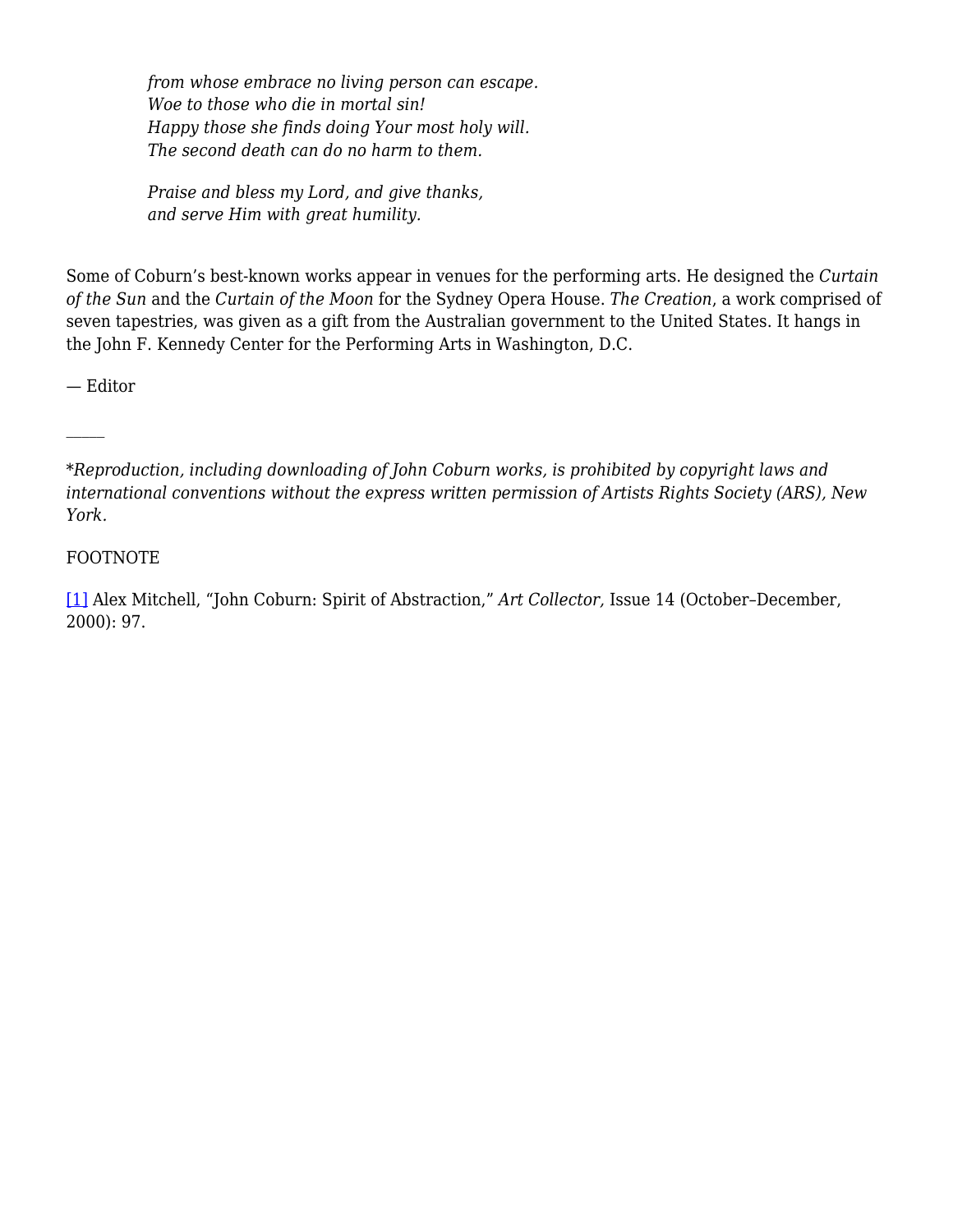*from whose embrace no living person can escape.*
*Woe to those who die in mortal sin!*
*Happy those she finds doing Your most holy will.*
*The second death can do no harm to them.*

*Praise and bless my Lord, and give thanks,*
*and serve Him with great humility.*

Some of Coburn's best-known works appear in venues for the performing arts. He designed the *Curtain of the Sun* and the *Curtain of the Moon* for the Sydney Opera House. *The Creation*, a work comprised of seven tapestries, was given as a gift from the Australian government to the United States. It hangs in the John F. Kennedy Center for the Performing Arts in Washington, D.C.

— Editor

———

\**Reproduction, including downloading of John Coburn works, is prohibited by copyright laws and international conventions without the express written permission of Artists Rights Society (ARS), New York.*

FOOTNOTE

[1] Alex Mitchell, "John Coburn: Spirit of Abstraction," *Art Collector,* Issue 14 (October–December, 2000): 97.